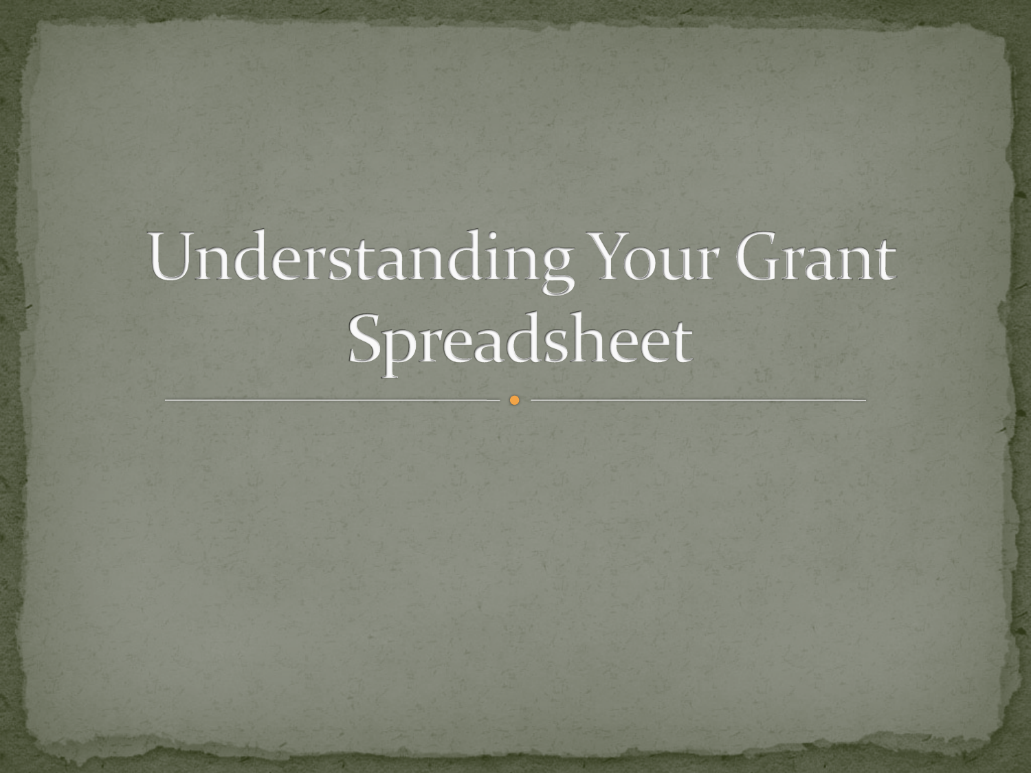# Understanding Your Grant Spreadsheet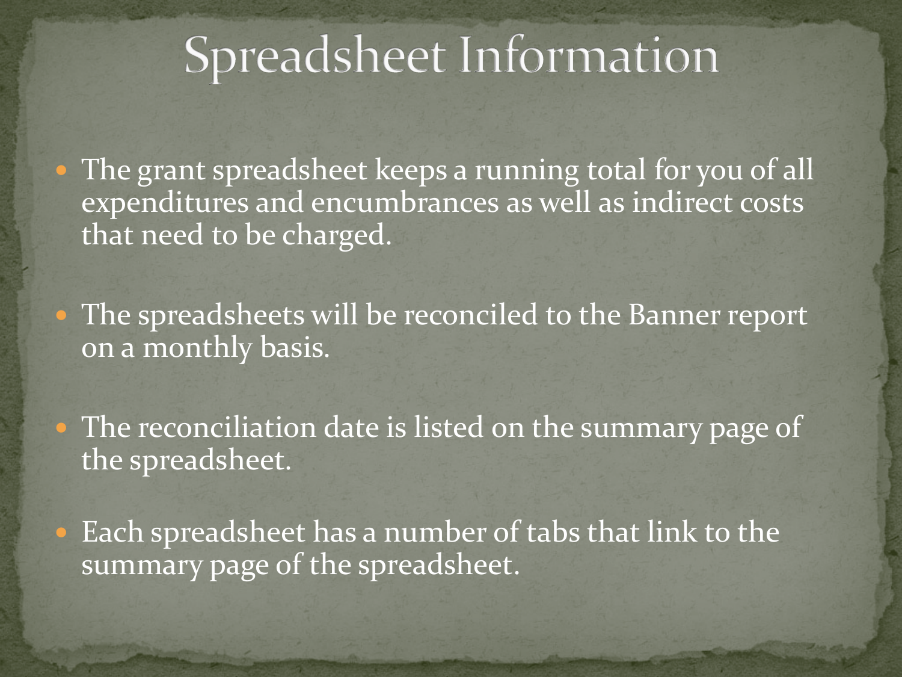# Spreadsheet Information

- The grant spreadsheet keeps a running total for you of all expenditures and encumbrances as well as indirect costs that need to be charged.
- The spreadsheets will be reconciled to the Banner report on a monthly basis.
- The reconciliation date is listed on the summary page of the spreadsheet.
- Each spreadsheet has a number of tabs that link to the summary page of the spreadsheet.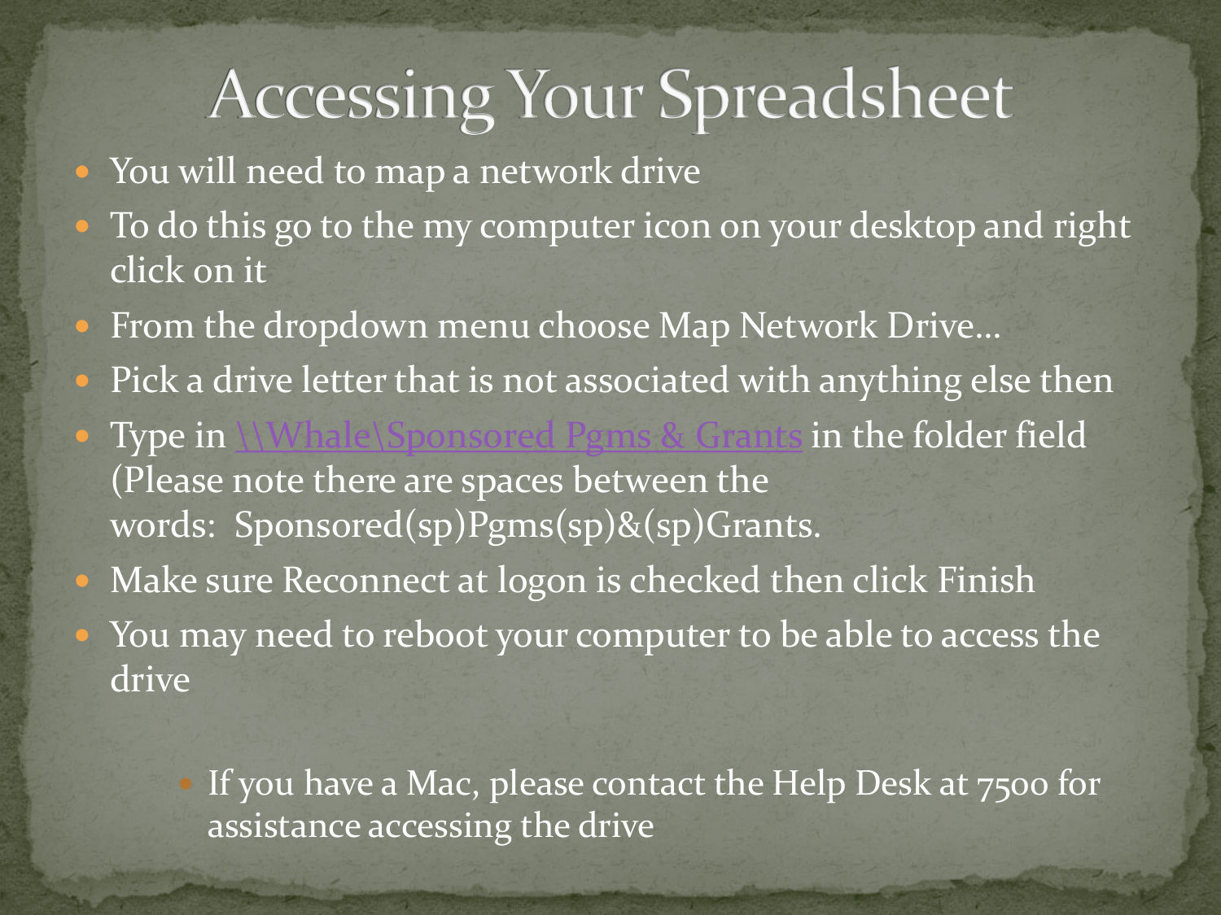# Accessing Your Spreadsheet

- You will need to map a network drive
- To do this go to the my computer icon on your desktop and right click on it
- From the dropdown menu choose Map Network Drive…
- Pick a drive letter that is not associated with anything else then
- Type in \\Whale\Sponsored Pgms & Grants in the folder field (Please note there are spaces between the words: Sponsored(sp)Pgms(sp)&(sp)Grants.
- Make sure Reconnect at logon is checked then click Finish
- You may need to reboot your computer to be able to access the drive
    - If you have a Mac, please contact the Help Desk at 7500 for assistance accessing the drive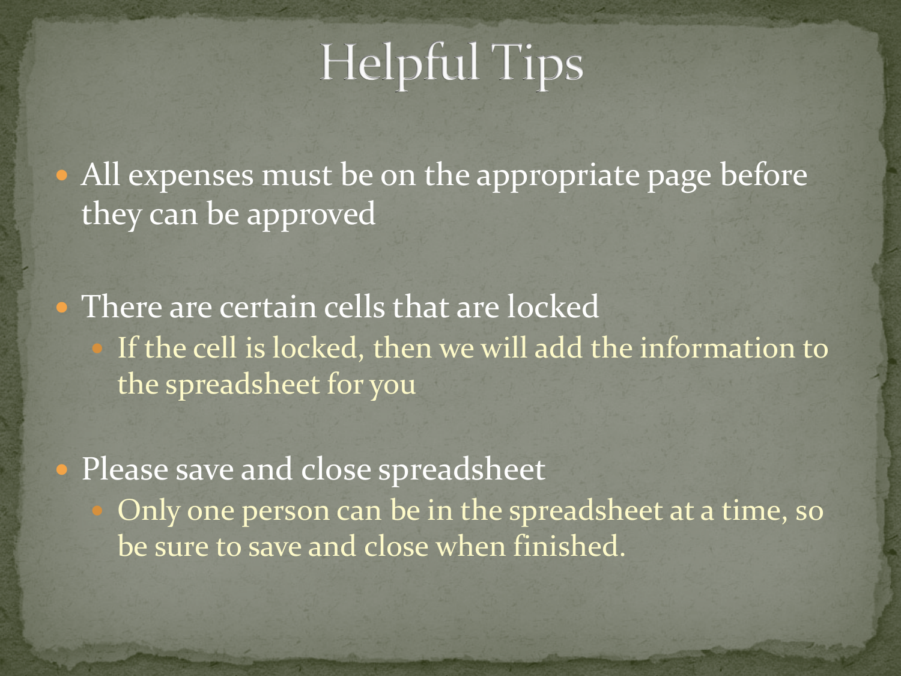# Helpful Tips

- All expenses must be on the appropriate page before they can be approved

- There are certain cells that are locked
  - If the cell is locked, then we will add the information to the spreadsheet for you

- Please save and close spreadsheet
  - Only one person can be in the spreadsheet at a time, so be sure to save and close when finished.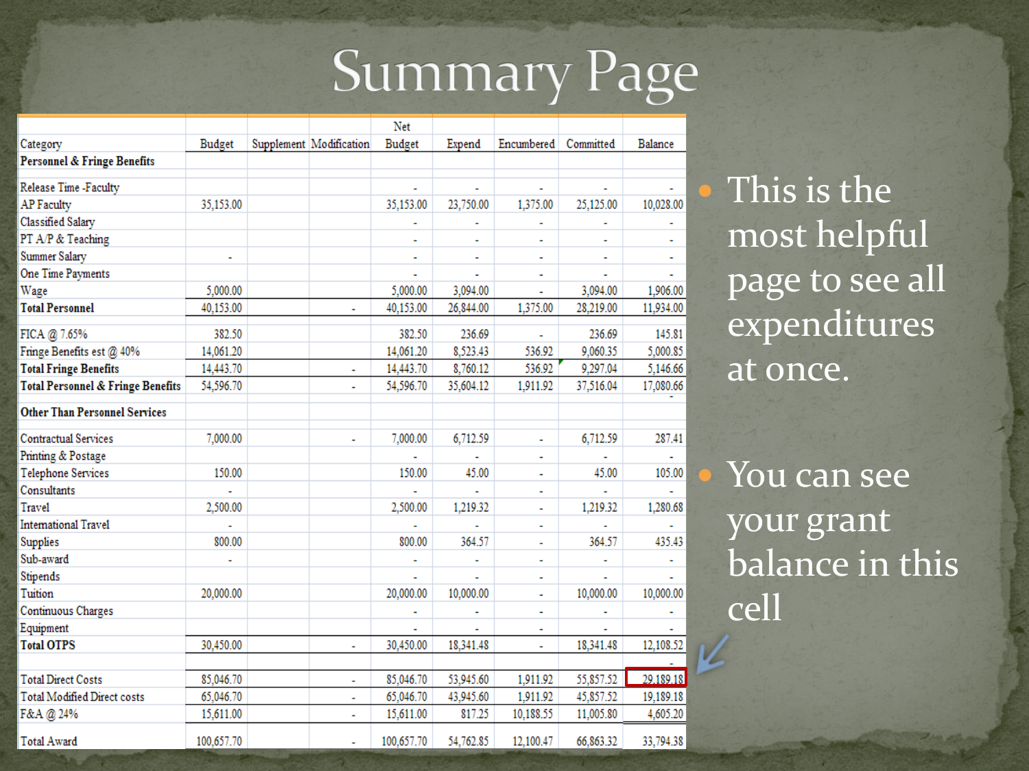# Summary Page

| Category | Budget | Supplement | Modification | Net Budget | Expend | Encumbered | Committed | Balance |
|---|---|---|---|---|---|---|---|---|
| **Personnel & Fringe Benefits** | | | | | | | | |
| Release Time -Faculty | | | | - | - | - | - | - |
| AP Faculty | 35,153.00 | | | 35,153.00 | 23,750.00 | 1,375.00 | 25,125.00 | 10,028.00 |
| Classified Salary | | | | - | - | - | - | - |
| PT A/P & Teaching | | | | - | - | - | - | - |
| Summer Salary | - | | | - | - | - | - | - |
| One Time Payments | | | | - | - | - | - | - |
| Wage | 5,000.00 | | | 5,000.00 | 3,094.00 | - | 3,094.00 | 1,906.00 |
| **Total Personnel** | 40,153.00 | | - | 40,153.00 | 26,844.00 | 1,375.00 | 28,219.00 | 11,934.00 |
| FICA @ 7.65% | 382.50 | | | 382.50 | 236.69 | - | 236.69 | 145.81 |
| Fringe Benefits est @ 40% | 14,061.20 | | | 14,061.20 | 8,523.43 | 536.92 | 9,060.35 | 5,000.85 |
| **Total Fringe Benefits** | 14,443.70 | | - | 14,443.70 | 8,760.12 | 536.92 | 9,297.04 | 5,146.66 |
| **Total Personnel & Fringe Benefits** | 54,596.70 | | - | 54,596.70 | 35,604.12 | 1,911.92 | 37,516.04 | 17,080.66 |
| **Other Than Personnel Services** | | | | | | | | |
| Contractual Services | 7,000.00 | | - | 7,000.00 | 6,712.59 | - | 6,712.59 | 287.41 |
| Printing & Postage | | | | - | - | - | - | - |
| Telephone Services | 150.00 | | | 150.00 | 45.00 | - | 45.00 | 105.00 |
| Consultants | - | | | - | - | - | - | - |
| Travel | 2,500.00 | | | 2,500.00 | 1,219.32 | - | 1,219.32 | 1,280.68 |
| International Travel | - | | | - | - | - | - | - |
| Supplies | 800.00 | | | 800.00 | 364.57 | - | 364.57 | 435.43 |
| Sub-award | - | | | - | - | - | - | - |
| Stipends | | | | - | - | - | - | - |
| Tuition | 20,000.00 | | | 20,000.00 | 10,000.00 | - | 10,000.00 | 10,000.00 |
| Continuous Charges | | | | - | - | - | - | - |
| Equipment | | | | - | - | - | - | - |
| **Total OTPS** | 30,450.00 | | - | 30,450.00 | 18,341.48 | - | 18,341.48 | 12,108.52 |
| Total Direct Costs | 85,046.70 | | - | 85,046.70 | 53,945.60 | 1,911.92 | 55,857.52 | 29,189.18 |
| Total Modified Direct costs | 65,046.70 | | - | 65,046.70 | 43,945.60 | 1,911.92 | 45,857.52 | 19,189.18 |
| F&A @ 24% | 15,611.00 | | - | 15,611.00 | 817.25 | 10,188.55 | 11,005.80 | 4,605.20 |
| Total Award | 100,657.70 | | - | 100,657.70 | 54,762.85 | 12,100.47 | 66,863.32 | 33,794.38 |

- This is the most helpful page to see all expenditures at once.
- You can see your grant balance in this cell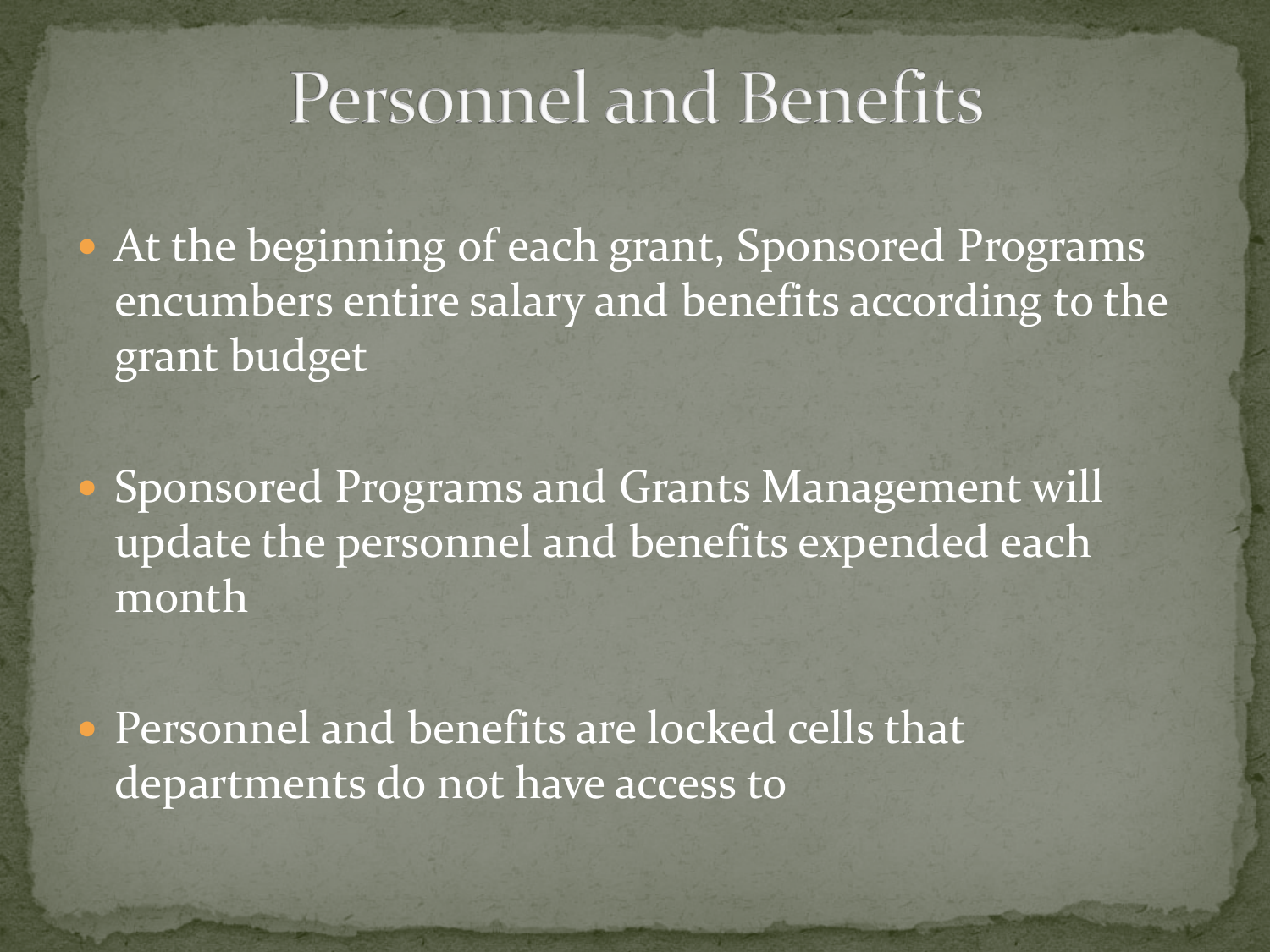# Personnel and Benefits

- At the beginning of each grant, Sponsored Programs encumbers entire salary and benefits according to the grant budget
- Sponsored Programs and Grants Management will update the personnel and benefits expended each month
- Personnel and benefits are locked cells that departments do not have access to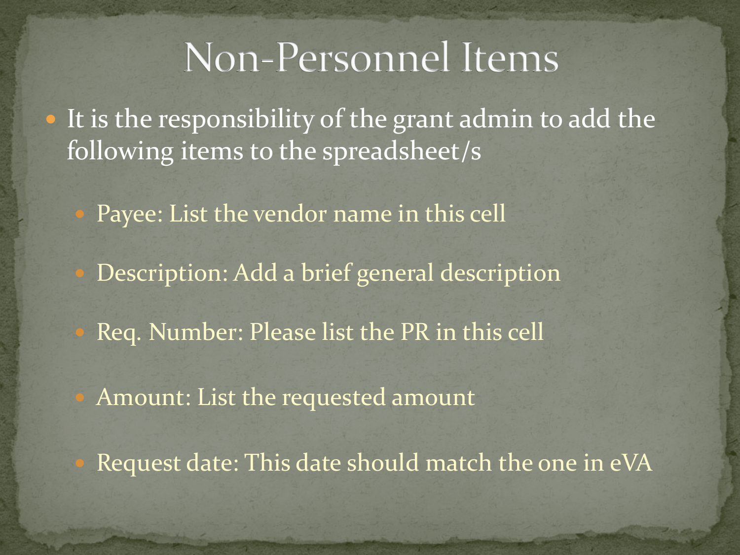# Non-Personnel Items

- It is the responsibility of the grant admin to add the following items to the spreadsheet/s
  - Payee: List the vendor name in this cell
  - Description: Add a brief general description
  - Req. Number: Please list the PR in this cell
  - Amount: List the requested amount
  - Request date: This date should match the one in eVA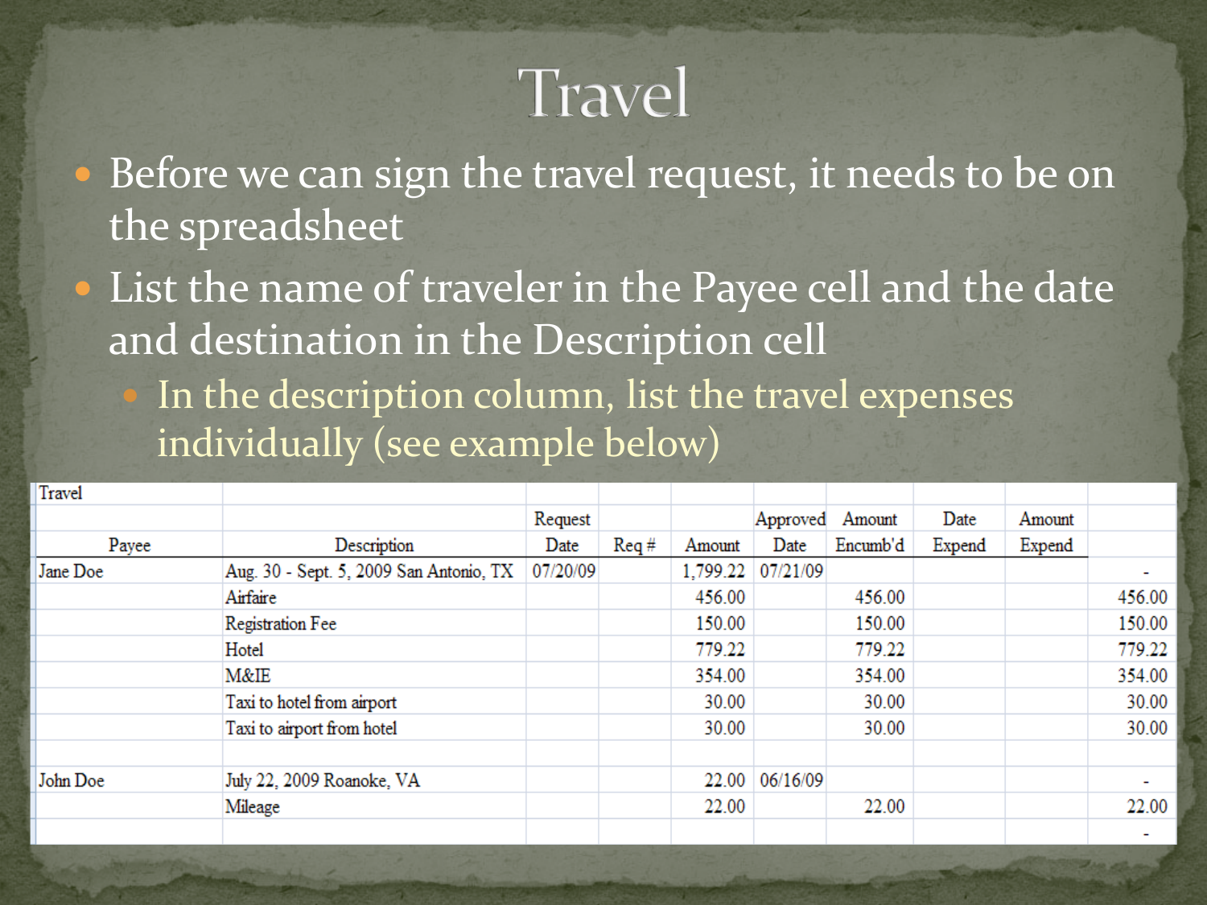# Travel

- Before we can sign the travel request, it needs to be on the spreadsheet
- List the name of traveler in the Payee cell and the date and destination in the Description cell
  - In the description column, list the travel expenses individually (see example below)

| Travel | | Request | | | Approved | Amount | Date | Amount | |
|---|---|---|---|---|---|---|---|---|---|
| Payee | Description | Date | Req # | Amount | Date | Encumb'd | Expend | Expend | |
| Jane Doe | Aug. 30 - Sept. 5, 2009 San Antonio, TX | 07/20/09 | | 1,799.22 | 07/21/09 | | | | - |
| | Airfaire | | | 456.00 | | 456.00 | | | 456.00 |
| | Registration Fee | | | 150.00 | | 150.00 | | | 150.00 |
| | Hotel | | | 779.22 | | 779.22 | | | 779.22 |
| | M&IE | | | 354.00 | | 354.00 | | | 354.00 |
| | Taxi to hotel from airport | | | 30.00 | | 30.00 | | | 30.00 |
| | Taxi to airport from hotel | | | 30.00 | | 30.00 | | | 30.00 |
| | | | | | | | | | |
| John Doe | July 22, 2009 Roanoke, VA | | | 22.00 | 06/16/09 | | | | - |
| | Mileage | | | 22.00 | | 22.00 | | | 22.00 |
| | | | | | | | | | - |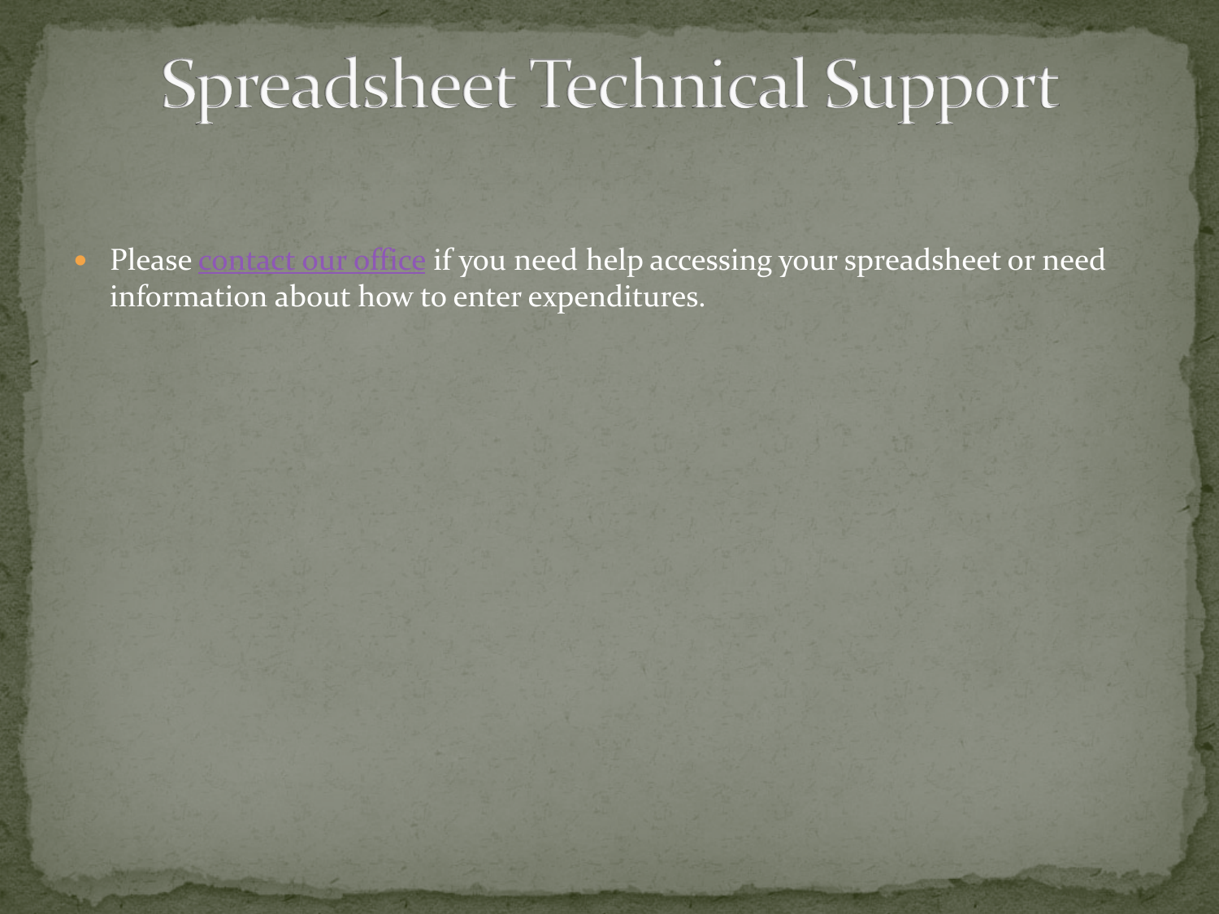# Spreadsheet Technical Support

- Please contact our office if you need help accessing your spreadsheet or need information about how to enter expenditures.